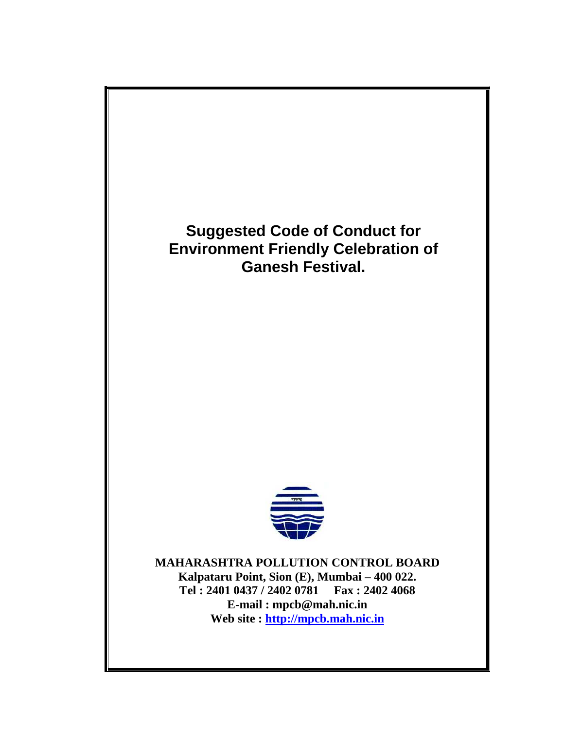# Suggested Code of Conduct for Environment Friendly Celebration of Ganesh Festival.

**MAHARASHTRA POLLUTION CONTROL BOARD**
**Kalpataru Point, Sion (E), Mumbai – 400 022.**
**Tel : 2401 0437 / 2402 0781 Fax : 2402 4068**
**E-mail : mpcb@mah.nic.in**
**Web site : http://mpcb.mah.nic.in**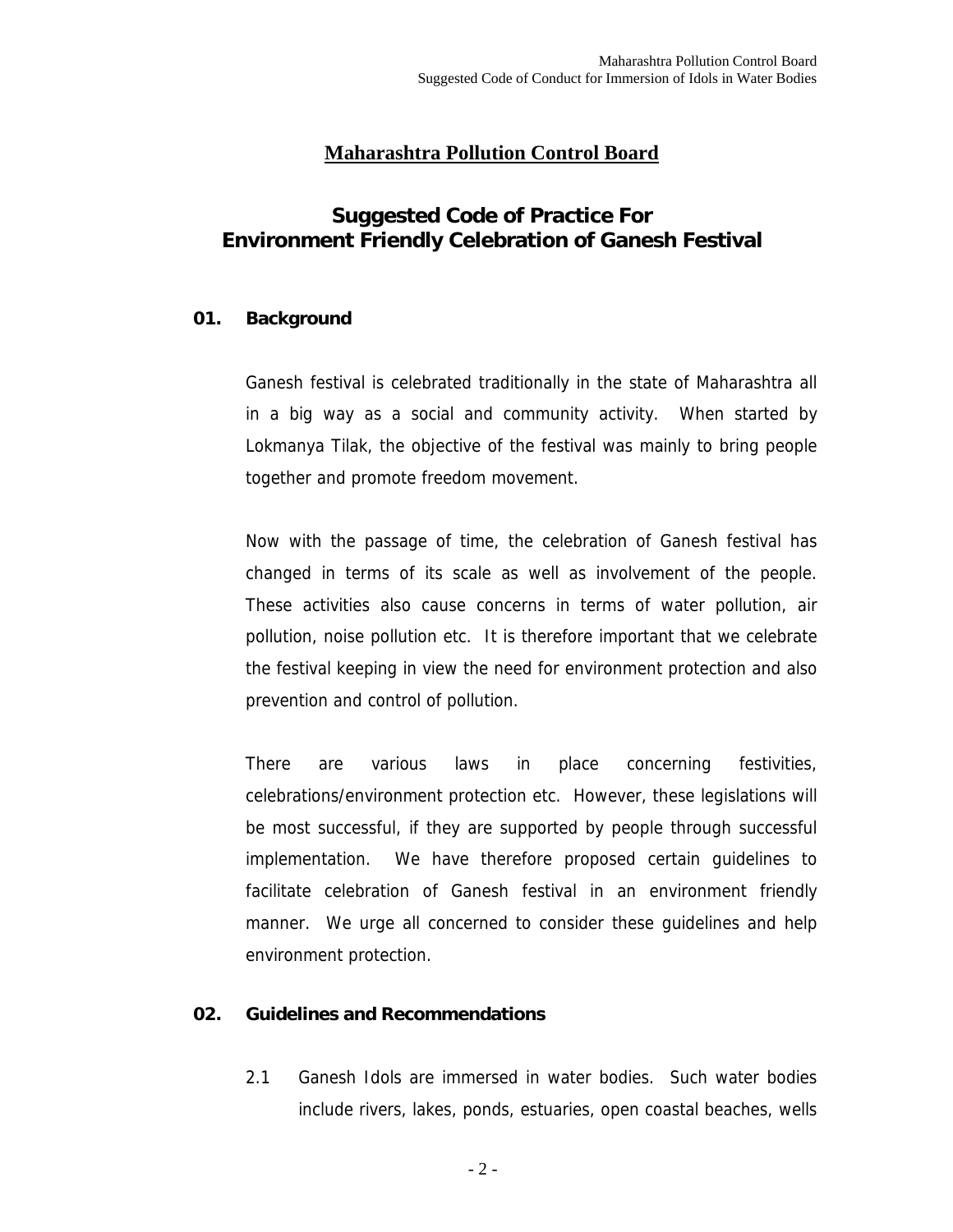# Maharashtra Pollution Control Board

## Suggested Code of Practice For Environment Friendly Celebration of Ganesh Festival

### 01. Background

Ganesh festival is celebrated traditionally in the state of Maharashtra all in a big way as a social and community activity. When started by Lokmanya Tilak, the objective of the festival was mainly to bring people together and promote freedom movement.

Now with the passage of time, the celebration of Ganesh festival has changed in terms of its scale as well as involvement of the people. These activities also cause concerns in terms of water pollution, air pollution, noise pollution etc. It is therefore important that we celebrate the festival keeping in view the need for environment protection and also prevention and control of pollution.

There are various laws in place concerning festivities, celebrations/environment protection etc. However, these legislations will be most successful, if they are supported by people through successful implementation. We have therefore proposed certain guidelines to facilitate celebration of Ganesh festival in an environment friendly manner. We urge all concerned to consider these guidelines and help environment protection.

### 02. Guidelines and Recommendations

2.1 Ganesh Idols are immersed in water bodies. Such water bodies include rivers, lakes, ponds, estuaries, open coastal beaches, wells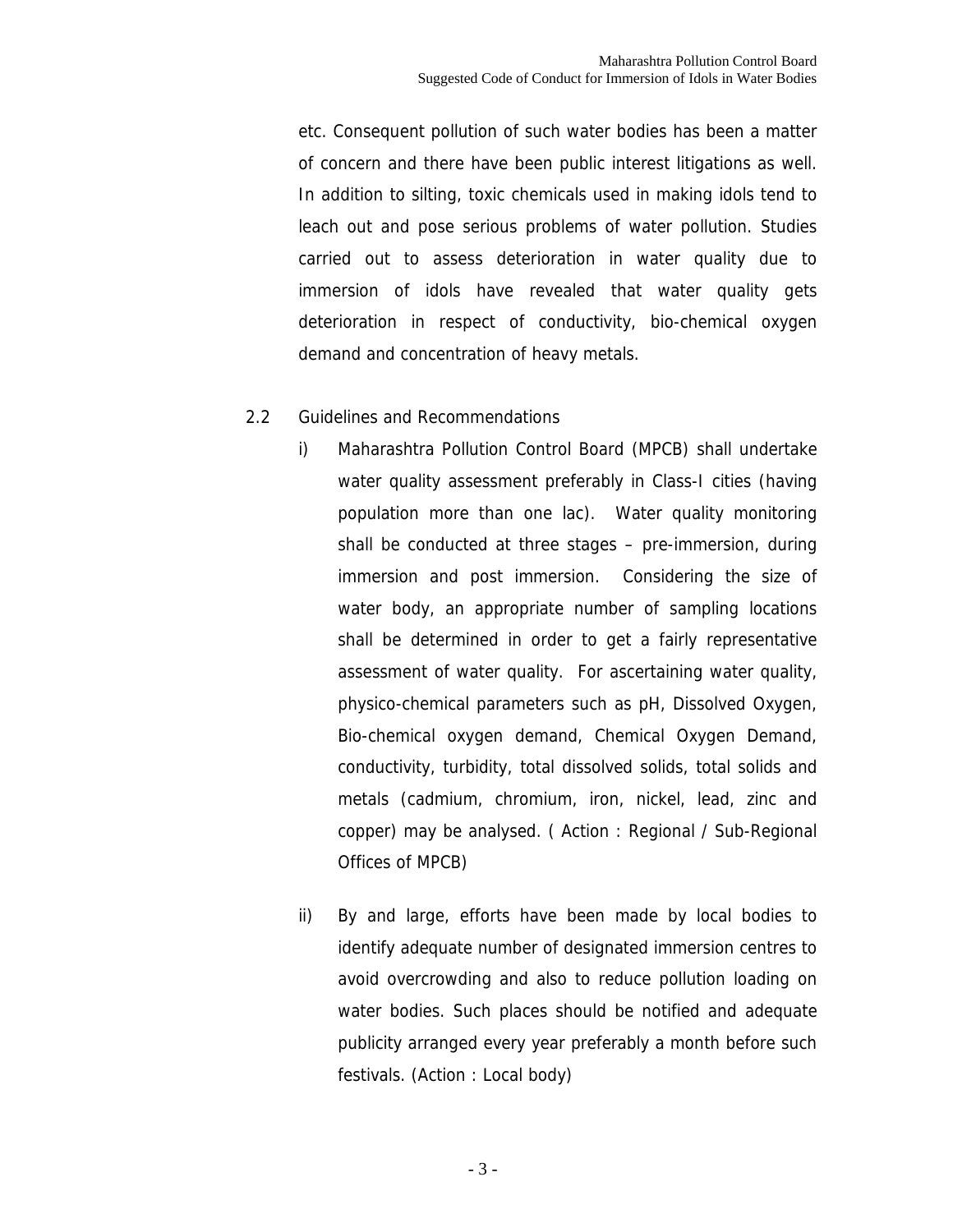etc. Consequent pollution of such water bodies has been a matter of concern and there have been public interest litigations as well. In addition to silting, toxic chemicals used in making idols tend to leach out and pose serious problems of water pollution. Studies carried out to assess deterioration in water quality due to immersion of idols have revealed that water quality gets deterioration in respect of conductivity, bio-chemical oxygen demand and concentration of heavy metals.

## 2.2 Guidelines and Recommendations

i) Maharashtra Pollution Control Board (MPCB) shall undertake water quality assessment preferably in Class-I cities (having population more than one lac). Water quality monitoring shall be conducted at three stages – pre-immersion, during immersion and post immersion. Considering the size of water body, an appropriate number of sampling locations shall be determined in order to get a fairly representative assessment of water quality. For ascertaining water quality, physico-chemical parameters such as pH, Dissolved Oxygen, Bio-chemical oxygen demand, Chemical Oxygen Demand, conductivity, turbidity, total dissolved solids, total solids and metals (cadmium, chromium, iron, nickel, lead, zinc and copper) may be analysed. ( Action : Regional / Sub-Regional Offices of MPCB)

ii) By and large, efforts have been made by local bodies to identify adequate number of designated immersion centres to avoid overcrowding and also to reduce pollution loading on water bodies. Such places should be notified and adequate publicity arranged every year preferably a month before such festivals. (Action : Local body)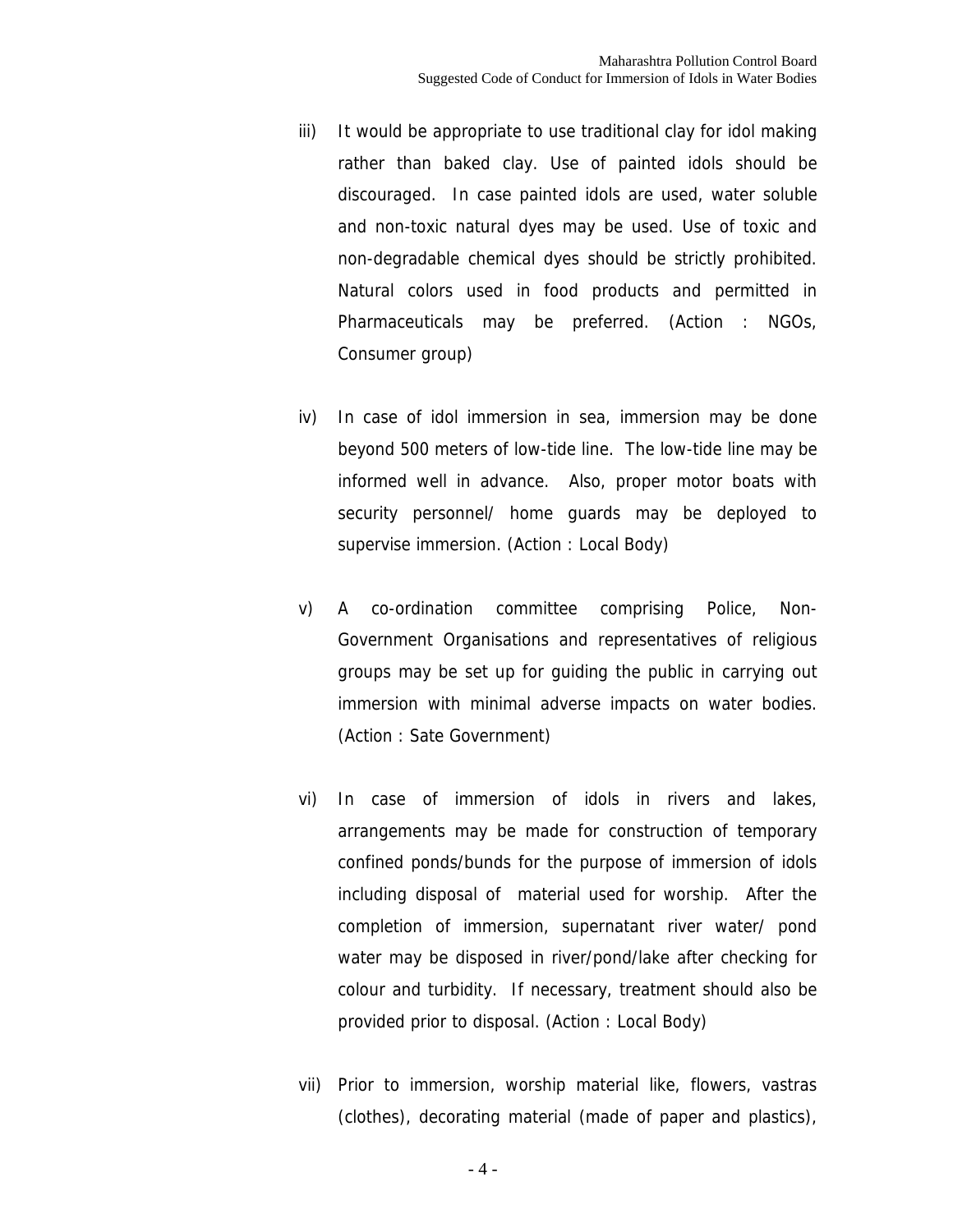iii) It would be appropriate to use traditional clay for idol making rather than baked clay. Use of painted idols should be discouraged. In case painted idols are used, water soluble and non-toxic natural dyes may be used. Use of toxic and non-degradable chemical dyes should be strictly prohibited. Natural colors used in food products and permitted in Pharmaceuticals may be preferred. (Action : NGOs, Consumer group)

iv) In case of idol immersion in sea, immersion may be done beyond 500 meters of low-tide line. The low-tide line may be informed well in advance. Also, proper motor boats with security personnel/ home guards may be deployed to supervise immersion. (Action : Local Body)

v) A co-ordination committee comprising Police, Non-Government Organisations and representatives of religious groups may be set up for guiding the public in carrying out immersion with minimal adverse impacts on water bodies. (Action : Sate Government)

vi) In case of immersion of idols in rivers and lakes, arrangements may be made for construction of temporary confined ponds/bunds for the purpose of immersion of idols including disposal of material used for worship. After the completion of immersion, supernatant river water/ pond water may be disposed in river/pond/lake after checking for colour and turbidity. If necessary, treatment should also be provided prior to disposal. (Action : Local Body)

vii) Prior to immersion, worship material like, flowers, vastras (clothes), decorating material (made of paper and plastics),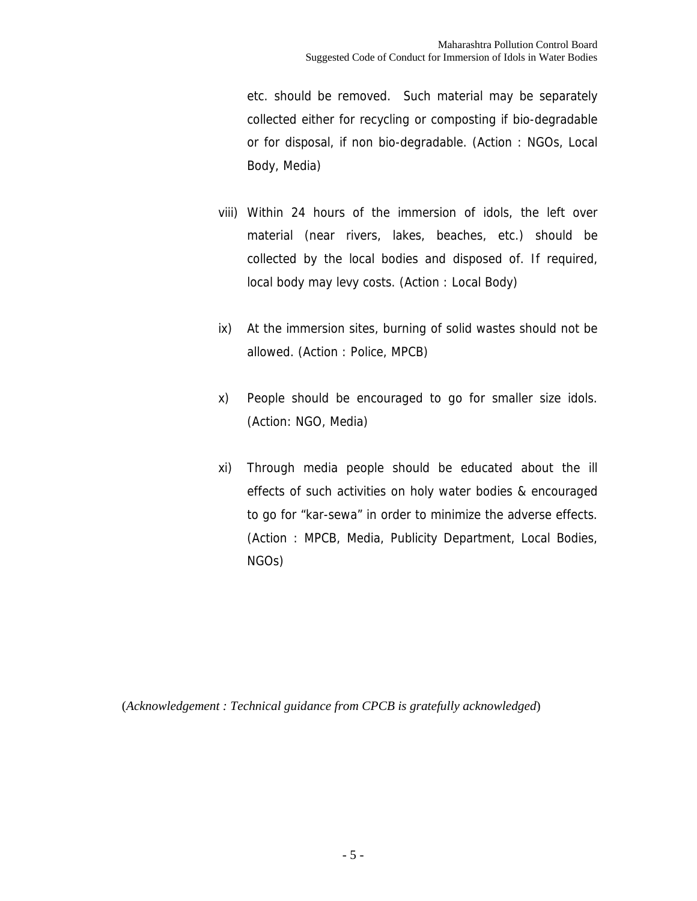etc. should be removed. Such material may be separately collected either for recycling or composting if bio-degradable or for disposal, if non bio-degradable. (Action : NGOs, Local Body, Media)

viii) Within 24 hours of the immersion of idols, the left over material (near rivers, lakes, beaches, etc.) should be collected by the local bodies and disposed of. If required, local body may levy costs. (Action : Local Body)

ix) At the immersion sites, burning of solid wastes should not be allowed. (Action : Police, MPCB)

x) People should be encouraged to go for smaller size idols. (Action: NGO, Media)

xi) Through media people should be educated about the ill effects of such activities on holy water bodies & encouraged to go for "kar-sewa" in order to minimize the adverse effects. (Action : MPCB, Media, Publicity Department, Local Bodies, NGOs)

(*Acknowledgement : Technical guidance from CPCB is gratefully acknowledged*)